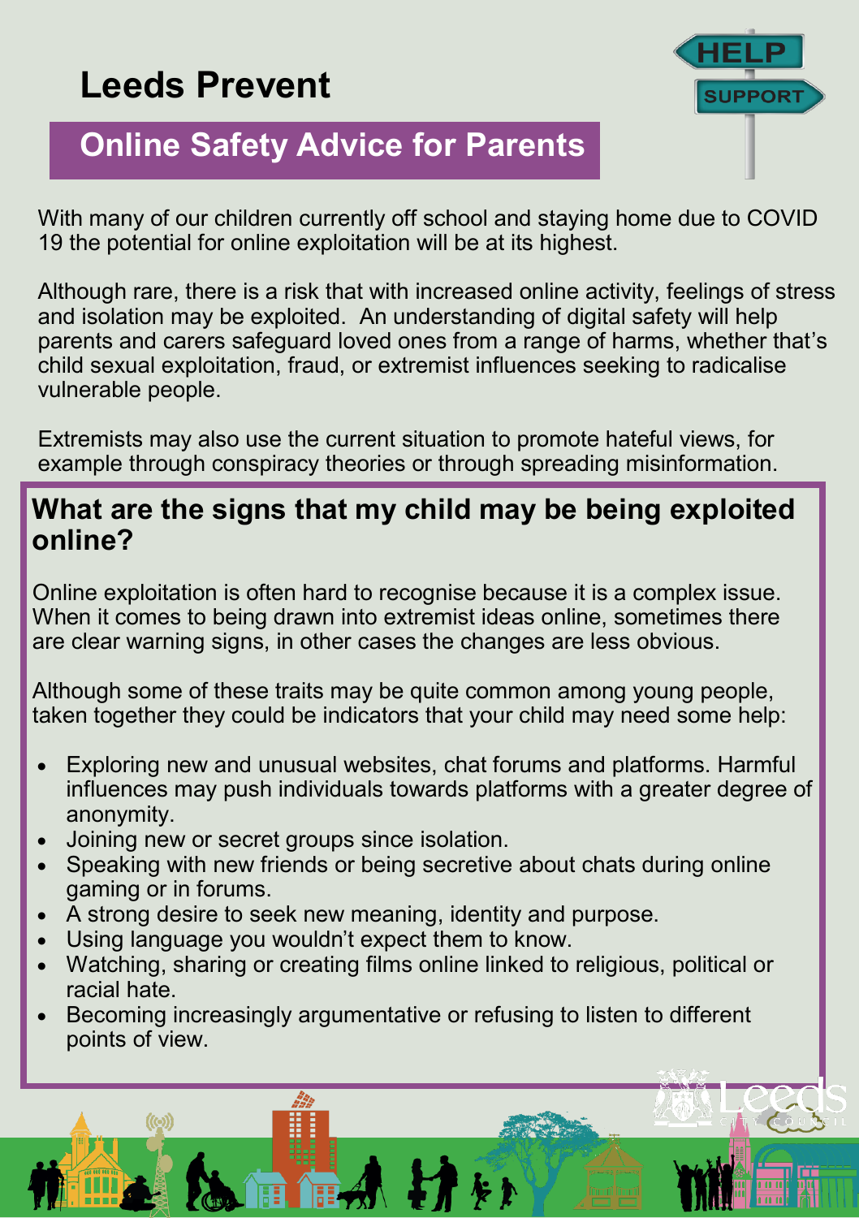# Leeds Prevent

## Online Safety Advice for Parents

With many of our children currently off school and staying home due to COVID 19 the potential for online exploitation will be at its highest.

Although rare, there is a risk that with increased online activity, feelings of stress and isolation may be exploited. An understanding of digital safety will help parents and carers safeguard loved ones from a range of harms, whether that's child sexual exploitation, fraud, or extremist influences seeking to radicalise vulnerable people.

Extremists may also use the current situation to promote hateful views, for example through conspiracy theories or through spreading misinformation.

## What are the signs that my child may be being exploited online?

Online exploitation is often hard to recognise because it is a complex issue. When it comes to being drawn into extremist ideas online, sometimes there are clear warning signs, in other cases the changes are less obvious.

Although some of these traits may be quite common among young people, taken together they could be indicators that your child may need some help:

- Exploring new and unusual websites, chat forums and platforms. Harmful influences may push individuals towards platforms with a greater degree of anonymity.
- Joining new or secret groups since isolation.
- Speaking with new friends or being secretive about chats during online gaming or in forums.
- A strong desire to seek new meaning, identity and purpose.
- Using language you wouldn't expect them to know.
- Watching, sharing or creating films online linked to religious, political or racial hate.
- Becoming increasingly argumentative or refusing to listen to different points of view.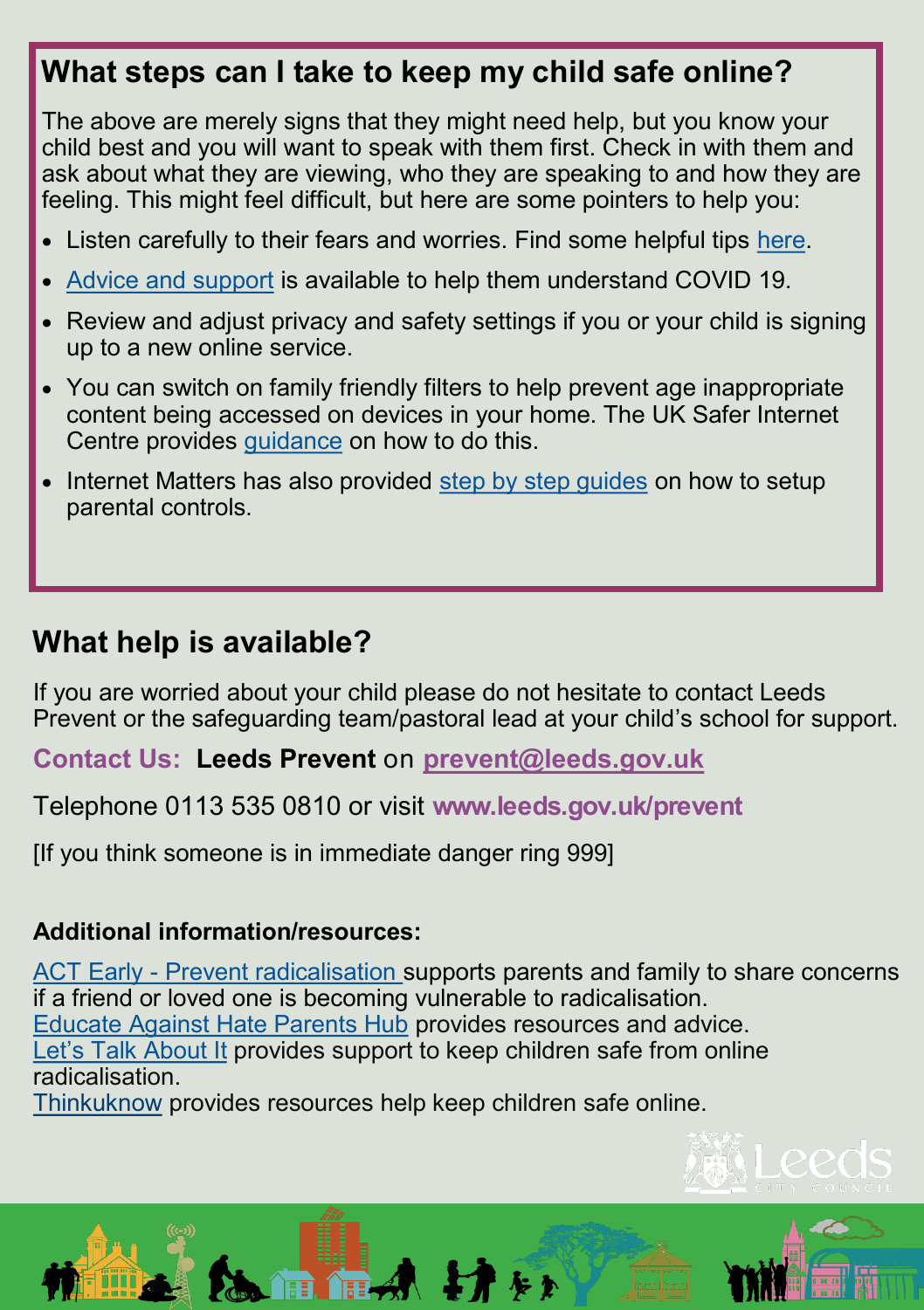## What steps can I take to keep my child safe online?

The above are merely signs that they might need help, but you know your child best and you will want to speak with them first. Check in with them and ask about what they are viewing, who they are speaking to and how they are feeling. This might feel difficult, but here are some pointers to help you:

- Listen carefully to their fears and worries. Find some helpful tips here.
- Advice and support is available to help them understand COVID 19.
- Review and adjust privacy and safety settings if you or your child is signing up to a new online service.
- You can switch on family friendly filters to help prevent age inappropriate content being accessed on devices in your home. The UK Safer Internet Centre provides guidance on how to do this.
- Internet Matters has also provided step by step guides on how to setup parental controls.

## What help is available?

If you are worried about your child please do not hesitate to contact Leeds Prevent or the safeguarding team/pastoral lead at your child's school for support.

**Contact Us: Leeds Prevent** on **prevent@leeds.gov.uk**

Telephone 0113 535 0810 or visit **www.leeds.gov.uk/prevent**

[If you think someone is in immediate danger ring 999]

**Additional information/resources:**

ACT Early - Prevent radicalisation supports parents and family to share concerns if a friend or loved one is becoming vulnerable to radicalisation.
Educate Against Hate Parents Hub provides resources and advice.
Let's Talk About It provides support to keep children safe from online radicalisation.
Thinkuknow provides resources help keep children safe online.

Leeds City Council